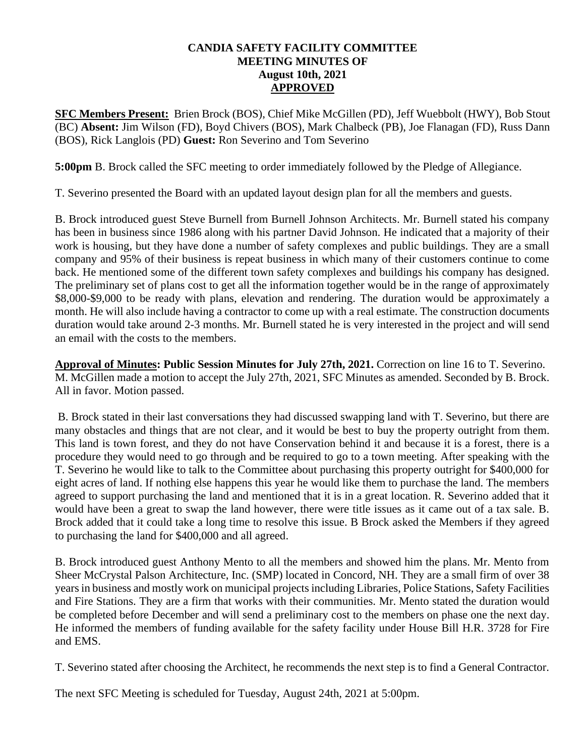# CANDIA SAFETY FACILITY COMMITTEE
# MEETING MINUTES OF
# August 10th, 2021
# APPROVED

**SFC Members Present:** Brien Brock (BOS), Chief Mike McGillen (PD), Jeff Wuebbolt (HWY), Bob Stout (BC) **Absent:** Jim Wilson (FD), Boyd Chivers (BOS), Mark Chalbeck (PB), Joe Flanagan (FD), Russ Dann (BOS), Rick Langlois (PD) **Guest:** Ron Severino and Tom Severino

**5:00pm** B. Brock called the SFC meeting to order immediately followed by the Pledge of Allegiance.

T. Severino presented the Board with an updated layout design plan for all the members and guests.

B. Brock introduced guest Steve Burnell from Burnell Johnson Architects. Mr. Burnell stated his company has been in business since 1986 along with his partner David Johnson. He indicated that a majority of their work is housing, but they have done a number of safety complexes and public buildings. They are a small company and 95% of their business is repeat business in which many of their customers continue to come back. He mentioned some of the different town safety complexes and buildings his company has designed. The preliminary set of plans cost to get all the information together would be in the range of approximately \$8,000-\$9,000 to be ready with plans, elevation and rendering. The duration would be approximately a month. He will also include having a contractor to come up with a real estimate. The construction documents duration would take around 2-3 months. Mr. Burnell stated he is very interested in the project and will send an email with the costs to the members.

**Approval of Minutes: Public Session Minutes for July 27th, 2021.** Correction on line 16 to T. Severino. M. McGillen made a motion to accept the July 27th, 2021, SFC Minutes as amended. Seconded by B. Brock. All in favor. Motion passed.

B. Brock stated in their last conversations they had discussed swapping land with T. Severino, but there are many obstacles and things that are not clear, and it would be best to buy the property outright from them. This land is town forest, and they do not have Conservation behind it and because it is a forest, there is a procedure they would need to go through and be required to go to a town meeting. After speaking with the T. Severino he would like to talk to the Committee about purchasing this property outright for \$400,000 for eight acres of land. If nothing else happens this year he would like them to purchase the land. The members agreed to support purchasing the land and mentioned that it is in a great location. R. Severino added that it would have been a great to swap the land however, there were title issues as it came out of a tax sale. B. Brock added that it could take a long time to resolve this issue. B Brock asked the Members if they agreed to purchasing the land for \$400,000 and all agreed.

B. Brock introduced guest Anthony Mento to all the members and showed him the plans. Mr. Mento from Sheer McCrystal Palson Architecture, Inc. (SMP) located in Concord, NH. They are a small firm of over 38 years in business and mostly work on municipal projects including Libraries, Police Stations, Safety Facilities and Fire Stations. They are a firm that works with their communities. Mr. Mento stated the duration would be completed before December and will send a preliminary cost to the members on phase one the next day. He informed the members of funding available for the safety facility under House Bill H.R. 3728 for Fire and EMS.

T. Severino stated after choosing the Architect, he recommends the next step is to find a General Contractor.

The next SFC Meeting is scheduled for Tuesday, August 24th, 2021 at 5:00pm.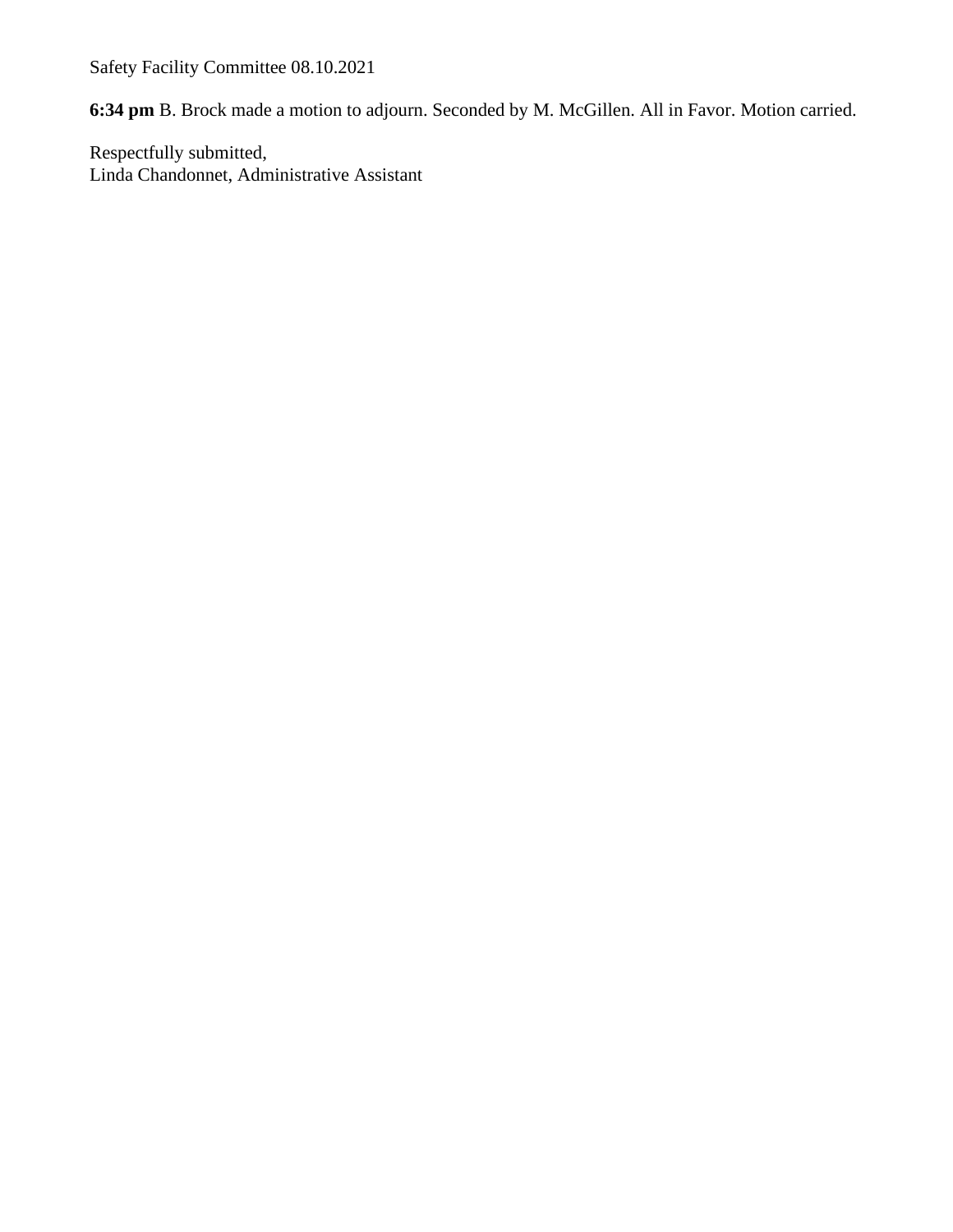**6:34 pm** B. Brock made a motion to adjourn. Seconded by M. McGillen. All in Favor. Motion carried.

Respectfully submitted,
Linda Chandonnet, Administrative Assistant